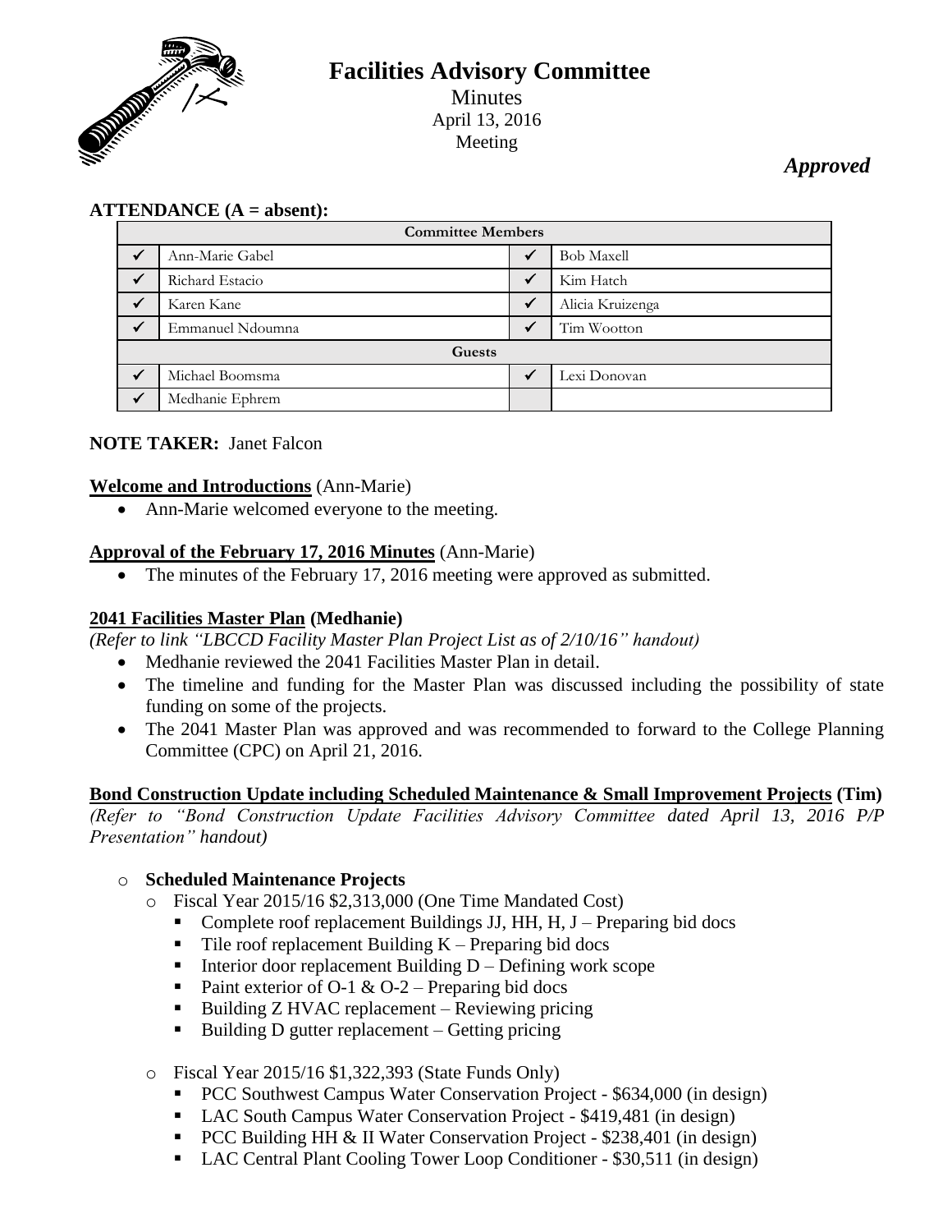# Facilities Advisory Committee

Minutes
April 13, 2016
Meeting

***Approved***

**ATTENDANCE (A = absent):**

| Committee Members | | | |
|---|---|---|---|
| ✓ | Ann-Marie Gabel | ✓ | Bob Maxell |
| ✓ | Richard Estacio | ✓ | Kim Hatch |
| ✓ | Karen Kane | ✓ | Alicia Kruizenga |
| ✓ | Emmanuel Ndoumna | ✓ | Tim Wootton |
| **Guests** | | | |
| ✓ | Michael Boomsma | ✓ | Lexi Donovan |
| ✓ | Medhanie Ephrem | | |

**NOTE TAKER:** Janet Falcon

**Welcome and Introductions** (Ann-Marie)

- Ann-Marie welcomed everyone to the meeting.

**Approval of the February 17, 2016 Minutes** (Ann-Marie)

- The minutes of the February 17, 2016 meeting were approved as submitted.

**2041 Facilities Master Plan (Medhanie)**

*(Refer to link "LBCCD Facility Master Plan Project List as of 2/10/16" handout)*

- Medhanie reviewed the 2041 Facilities Master Plan in detail.
- The timeline and funding for the Master Plan was discussed including the possibility of state funding on some of the projects.
- The 2041 Master Plan was approved and was recommended to forward to the College Planning Committee (CPC) on April 21, 2016.

**Bond Construction Update including Scheduled Maintenance & Small Improvement Projects (Tim)**

*(Refer to "Bond Construction Update Facilities Advisory Committee dated April 13, 2016 P/P Presentation" handout)*

- **Scheduled Maintenance Projects**
  - Fiscal Year 2015/16 $2,313,000 (One Time Mandated Cost)
    - Complete roof replacement Buildings JJ, HH, H, J – Preparing bid docs
    - Tile roof replacement Building K – Preparing bid docs
    - Interior door replacement Building D – Defining work scope
    - Paint exterior of O-1 & O-2 – Preparing bid docs
    - Building Z HVAC replacement – Reviewing pricing
    - Building D gutter replacement – Getting pricing
  - Fiscal Year 2015/16 $1,322,393 (State Funds Only)
    - PCC Southwest Campus Water Conservation Project - $634,000 (in design)
    - LAC South Campus Water Conservation Project - $419,481 (in design)
    - PCC Building HH & II Water Conservation Project - $238,401 (in design)
    - LAC Central Plant Cooling Tower Loop Conditioner - $30,511 (in design)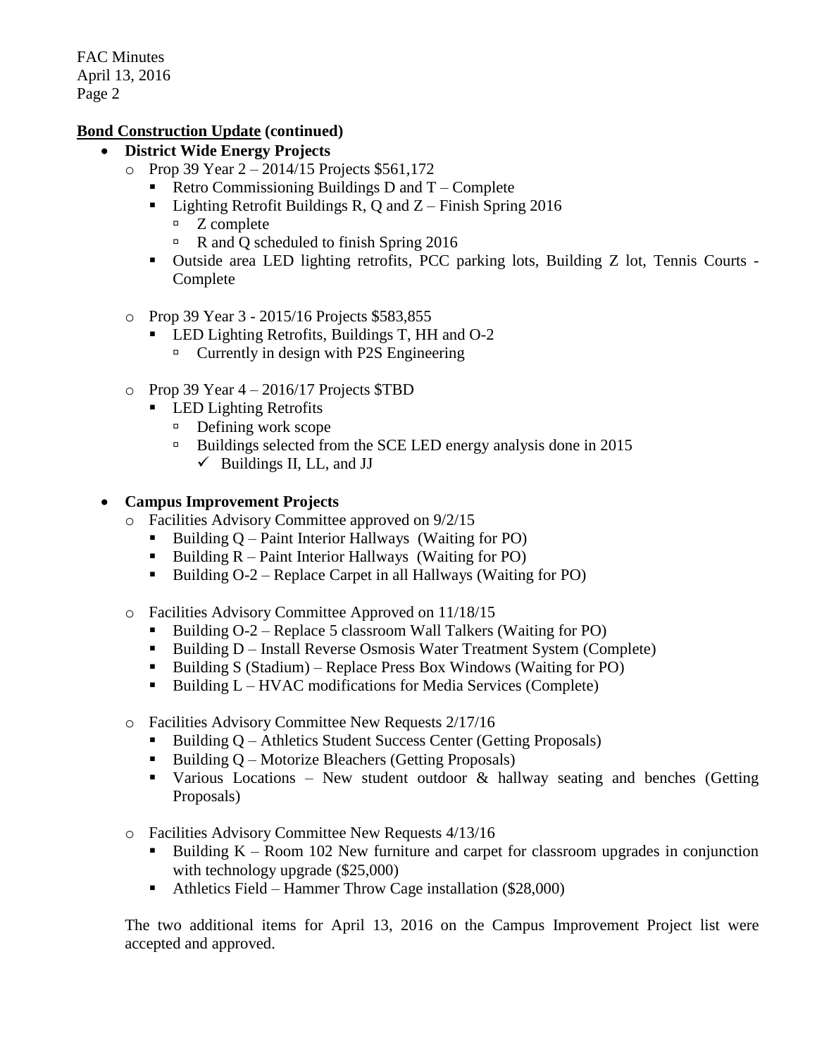**Bond Construction Update (continued)**

- **District Wide Energy Projects**
  - Prop 39 Year 2 – 2014/15 Projects $561,172
    - Retro Commissioning Buildings D and T – Complete
    - Lighting Retrofit Buildings R, Q and Z – Finish Spring 2016
      - Z complete
      - R and Q scheduled to finish Spring 2016
    - Outside area LED lighting retrofits, PCC parking lots, Building Z lot, Tennis Courts - Complete
  - Prop 39 Year 3 - 2015/16 Projects $583,855
    - LED Lighting Retrofits, Buildings T, HH and O-2
      - Currently in design with P2S Engineering
  - Prop 39 Year 4 – 2016/17 Projects $TBD
    - LED Lighting Retrofits
      - Defining work scope
      - Buildings selected from the SCE LED energy analysis done in 2015
        - ✓ Buildings II, LL, and JJ

- **Campus Improvement Projects**
  - Facilities Advisory Committee approved on 9/2/15
    - Building Q – Paint Interior Hallways (Waiting for PO)
    - Building R – Paint Interior Hallways (Waiting for PO)
    - Building O-2 – Replace Carpet in all Hallways (Waiting for PO)
  - Facilities Advisory Committee Approved on 11/18/15
    - Building O-2 – Replace 5 classroom Wall Talkers (Waiting for PO)
    - Building D – Install Reverse Osmosis Water Treatment System (Complete)
    - Building S (Stadium) – Replace Press Box Windows (Waiting for PO)
    - Building L – HVAC modifications for Media Services (Complete)
  - Facilities Advisory Committee New Requests 2/17/16
    - Building Q – Athletics Student Success Center (Getting Proposals)
    - Building Q – Motorize Bleachers (Getting Proposals)
    - Various Locations – New student outdoor & hallway seating and benches (Getting Proposals)
  - Facilities Advisory Committee New Requests 4/13/16
    - Building K – Room 102 New furniture and carpet for classroom upgrades in conjunction with technology upgrade ($25,000)
    - Athletics Field – Hammer Throw Cage installation ($28,000)

The two additional items for April 13, 2016 on the Campus Improvement Project list were accepted and approved.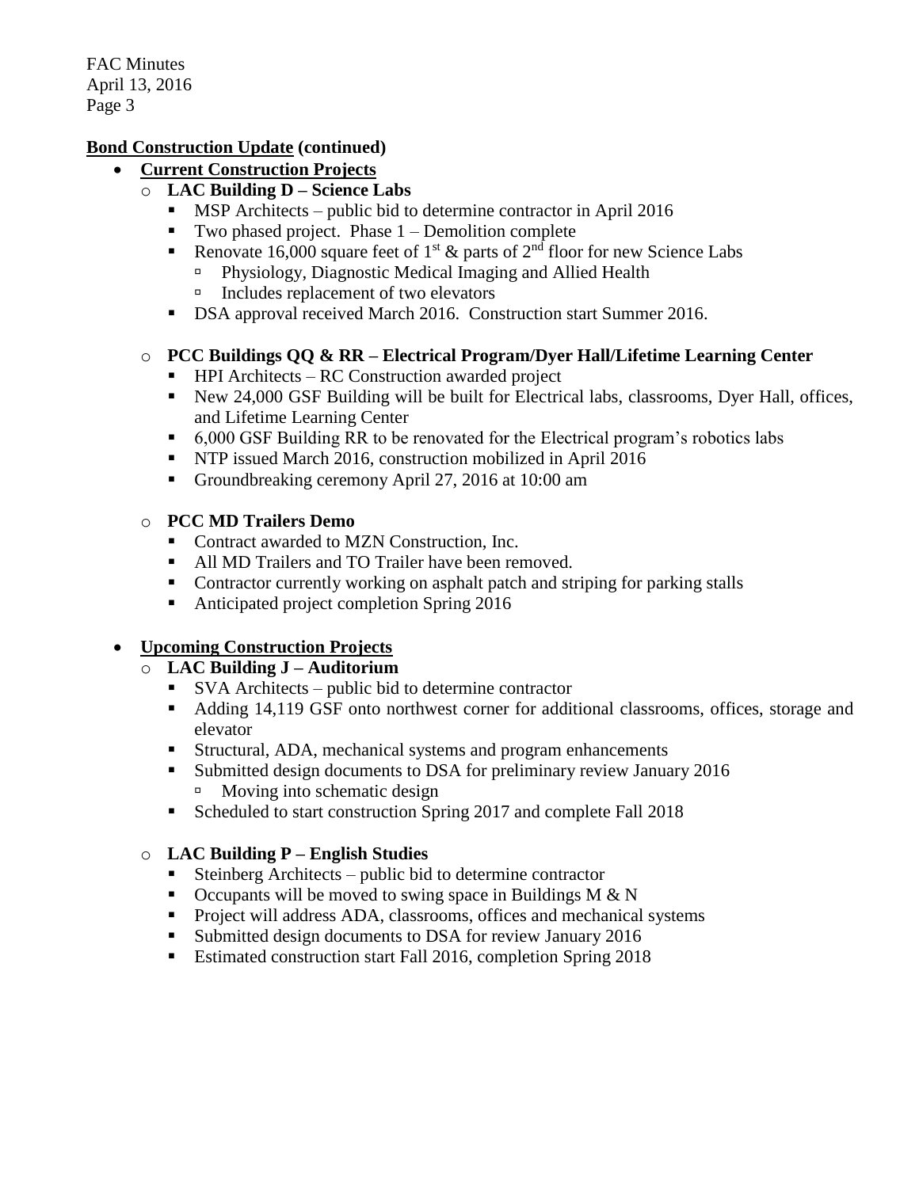**Bond Construction Update (continued)**

- **Current Construction Projects**
  - **LAC Building D – Science Labs**
    - MSP Architects – public bid to determine contractor in April 2016
    - Two phased project. Phase 1 – Demolition complete
    - Renovate 16,000 square feet of 1st & parts of 2nd floor for new Science Labs
      - Physiology, Diagnostic Medical Imaging and Allied Health
      - Includes replacement of two elevators
    - DSA approval received March 2016. Construction start Summer 2016.
  - **PCC Buildings QQ & RR – Electrical Program/Dyer Hall/Lifetime Learning Center**
    - HPI Architects – RC Construction awarded project
    - New 24,000 GSF Building will be built for Electrical labs, classrooms, Dyer Hall, offices, and Lifetime Learning Center
    - 6,000 GSF Building RR to be renovated for the Electrical program's robotics labs
    - NTP issued March 2016, construction mobilized in April 2016
    - Groundbreaking ceremony April 27, 2016 at 10:00 am
  - **PCC MD Trailers Demo**
    - Contract awarded to MZN Construction, Inc.
    - All MD Trailers and TO Trailer have been removed.
    - Contractor currently working on asphalt patch and striping for parking stalls
    - Anticipated project completion Spring 2016

- **Upcoming Construction Projects**
  - **LAC Building J – Auditorium**
    - SVA Architects – public bid to determine contractor
    - Adding 14,119 GSF onto northwest corner for additional classrooms, offices, storage and elevator
    - Structural, ADA, mechanical systems and program enhancements
    - Submitted design documents to DSA for preliminary review January 2016
      - Moving into schematic design
    - Scheduled to start construction Spring 2017 and complete Fall 2018
  - **LAC Building P – English Studies**
    - Steinberg Architects – public bid to determine contractor
    - Occupants will be moved to swing space in Buildings M & N
    - Project will address ADA, classrooms, offices and mechanical systems
    - Submitted design documents to DSA for review January 2016
    - Estimated construction start Fall 2016, completion Spring 2018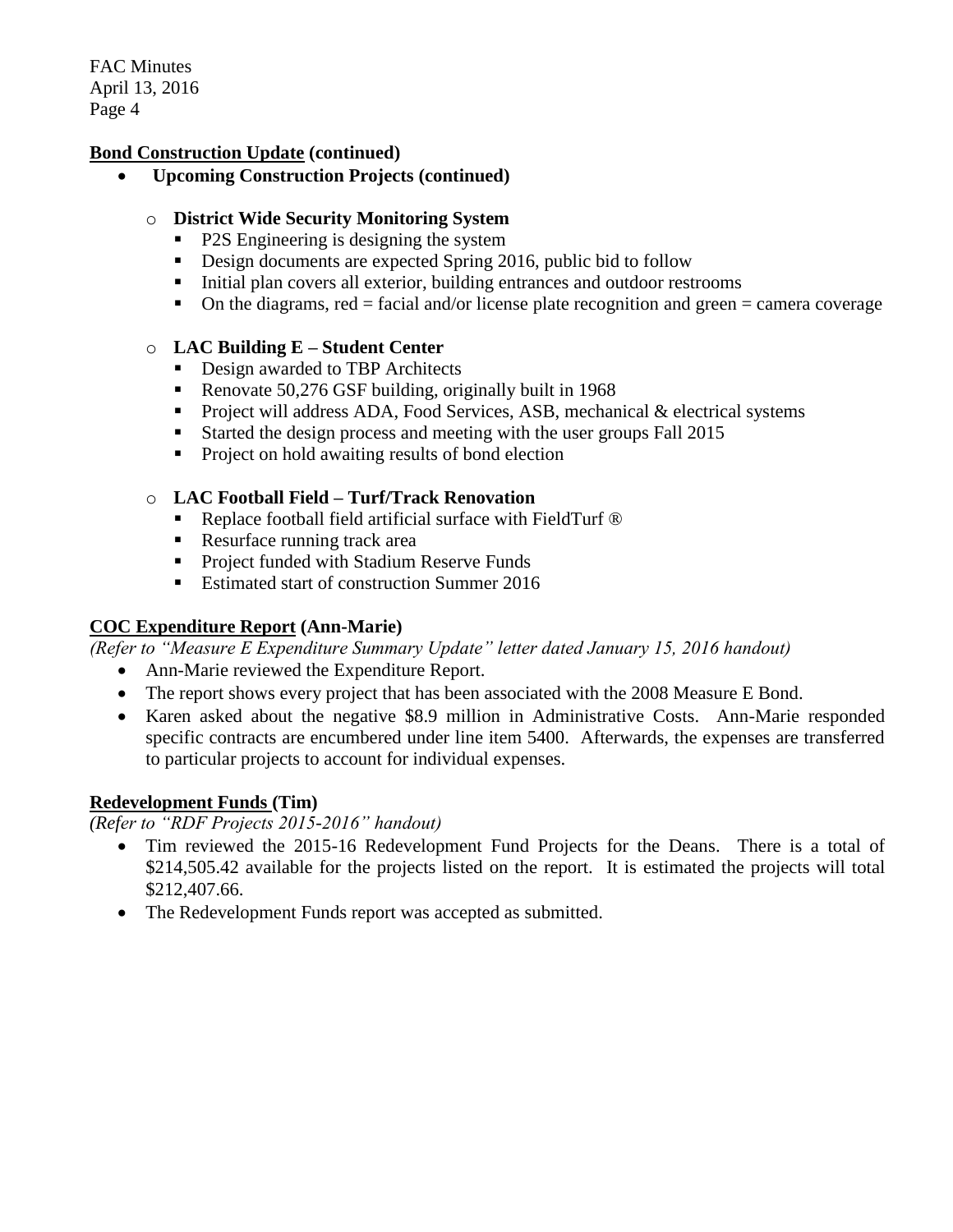**Bond Construction Update (continued)**

- **Upcoming Construction Projects (continued)**
  - **District Wide Security Monitoring System**
    - P2S Engineering is designing the system
    - Design documents are expected Spring 2016, public bid to follow
    - Initial plan covers all exterior, building entrances and outdoor restrooms
    - On the diagrams, red = facial and/or license plate recognition and green = camera coverage
  - **LAC Building E – Student Center**
    - Design awarded to TBP Architects
    - Renovate 50,276 GSF building, originally built in 1968
    - Project will address ADA, Food Services, ASB, mechanical & electrical systems
    - Started the design process and meeting with the user groups Fall 2015
    - Project on hold awaiting results of bond election
  - **LAC Football Field – Turf/Track Renovation**
    - Replace football field artificial surface with FieldTurf ®
    - Resurface running track area
    - Project funded with Stadium Reserve Funds
    - Estimated start of construction Summer 2016

**COC Expenditure Report (Ann-Marie)**

*(Refer to "Measure E Expenditure Summary Update" letter dated January 15, 2016 handout)*

- Ann-Marie reviewed the Expenditure Report.
- The report shows every project that has been associated with the 2008 Measure E Bond.
- Karen asked about the negative $8.9 million in Administrative Costs. Ann-Marie responded specific contracts are encumbered under line item 5400. Afterwards, the expenses are transferred to particular projects to account for individual expenses.

**Redevelopment Funds (Tim)**

*(Refer to "RDF Projects 2015-2016" handout)*

- Tim reviewed the 2015-16 Redevelopment Fund Projects for the Deans. There is a total of $214,505.42 available for the projects listed on the report. It is estimated the projects will total $212,407.66.
- The Redevelopment Funds report was accepted as submitted.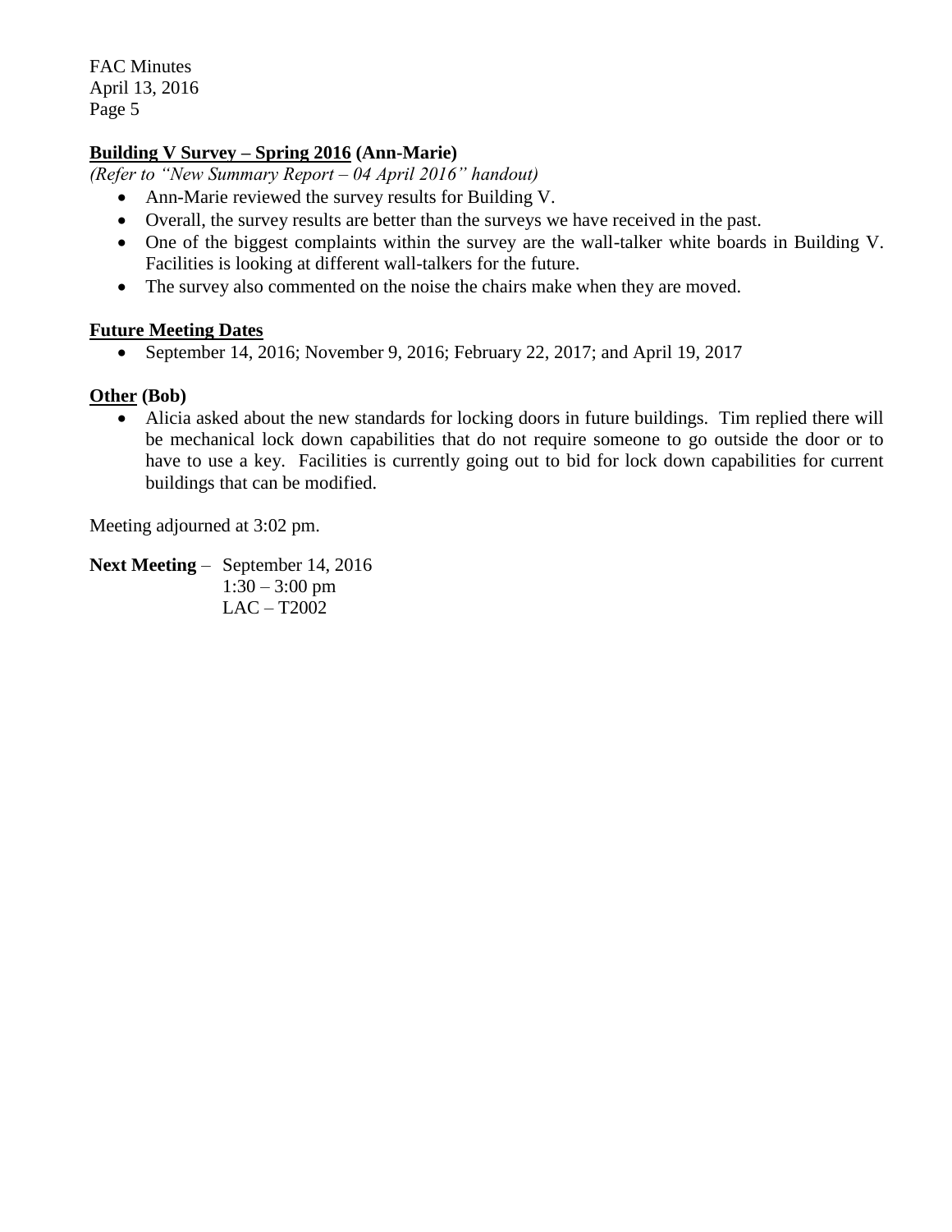**Building V Survey – Spring 2016 (Ann-Marie)**

*(Refer to "New Summary Report – 04 April 2016" handout)*

- Ann-Marie reviewed the survey results for Building V.
- Overall, the survey results are better than the surveys we have received in the past.
- One of the biggest complaints within the survey are the wall-talker white boards in Building V. Facilities is looking at different wall-talkers for the future.
- The survey also commented on the noise the chairs make when they are moved.

**Future Meeting Dates**

- September 14, 2016; November 9, 2016; February 22, 2017; and April 19, 2017

**Other (Bob)**

- Alicia asked about the new standards for locking doors in future buildings. Tim replied there will be mechanical lock down capabilities that do not require someone to go outside the door or to have to use a key. Facilities is currently going out to bid for lock down capabilities for current buildings that can be modified.

Meeting adjourned at 3:02 pm.

**Next Meeting** – September 14, 2016
1:30 – 3:00 pm
LAC – T2002